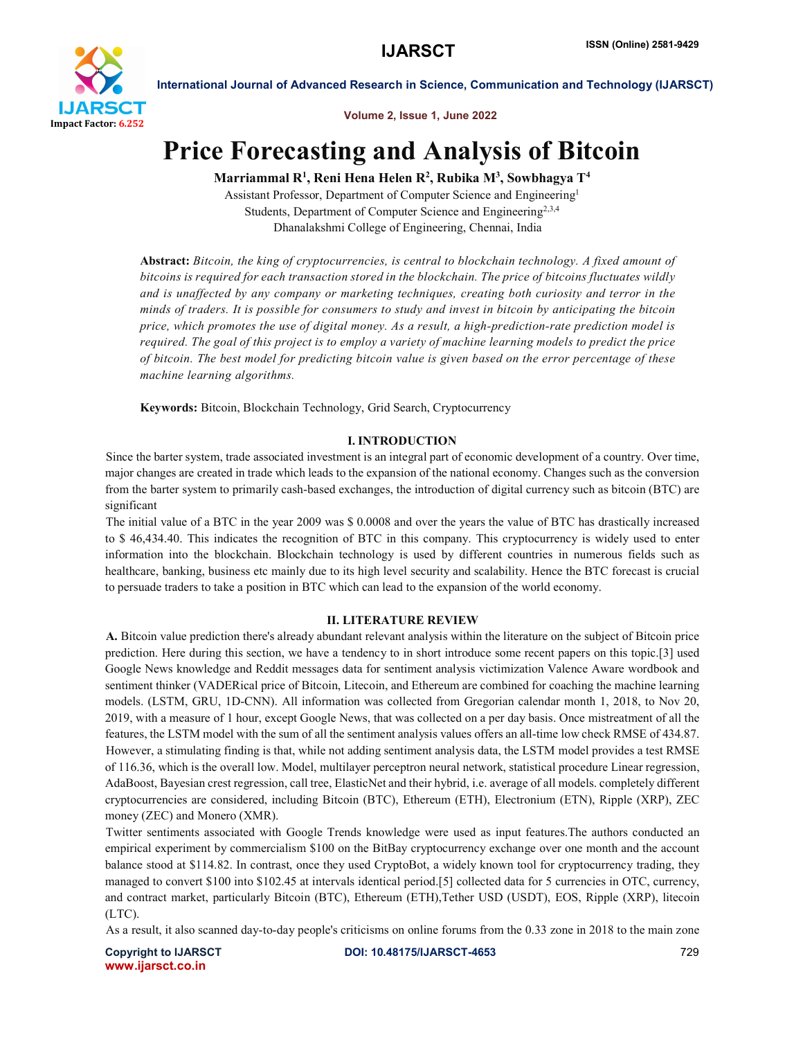# Price Forecasting and Analysis of Bitcoin

**Marriammal R[1], Reni Hena Helen R[2], Rubika M[3], Sowbhagya T[4]**

Assistant Professor, Department of Computer Science and Engineering[1]

Students, Department of Computer Science and Engineering[2,3,4]

Dhanalakshmi College of Engineering, Chennai, India

**Abstract:** *Bitcoin, the king of cryptocurrencies, is central to blockchain technology. A fixed amount of bitcoins is required for each transaction stored in the blockchain. The price of bitcoins fluctuates wildly and is unaffected by any company or marketing techniques, creating both curiosity and terror in the minds of traders. It is possible for consumers to study and invest in bitcoin by anticipating the bitcoin price, which promotes the use of digital money. As a result, a high-prediction-rate prediction model is required. The goal of this project is to employ a variety of machine learning models to predict the price of bitcoin. The best model for predicting bitcoin value is given based on the error percentage of these machine learning algorithms.*

**Keywords:** Bitcoin, Blockchain Technology, Grid Search, Cryptocurrency

## I. INTRODUCTION

Since the barter system, trade associated investment is an integral part of economic development of a country. Over time, major changes are created in trade which leads to the expansion of the national economy. Changes such as the conversion from the barter system to primarily cash-based exchanges, the introduction of digital currency such as bitcoin (BTC) are significant

The initial value of a BTC in the year 2009 was $ 0.0008 and over the years the value of BTC has drastically increased to $ 46,434.40. This indicates the recognition of BTC in this company. This cryptocurrency is widely used to enter information into the blockchain. Blockchain technology is used by different countries in numerous fields such as healthcare, banking, business etc mainly due to its high level security and scalability. Hence the BTC forecast is crucial to persuade traders to take a position in BTC which can lead to the expansion of the world economy.

## II. LITERATURE REVIEW

**A.** Bitcoin value prediction there's already abundant relevant analysis within the literature on the subject of Bitcoin price prediction. Here during this section, we have a tendency to in short introduce some recent papers on this topic.[3] used Google News knowledge and Reddit messages data for sentiment analysis victimization Valence Aware wordbook and sentiment thinker (VADERical price of Bitcoin, Litecoin, and Ethereum are combined for coaching the machine learning models. (LSTM, GRU, 1D-CNN). All information was collected from Gregorian calendar month 1, 2018, to Nov 20, 2019, with a measure of 1 hour, except Google News, that was collected on a per day basis. Once mistreatment of all the features, the LSTM model with the sum of all the sentiment analysis values offers an all-time low check RMSE of 434.87. However, a stimulating finding is that, while not adding sentiment analysis data, the LSTM model provides a test RMSE of 116.36, which is the overall low. Model, multilayer perceptron neural network, statistical procedure Linear regression, AdaBoost, Bayesian crest regression, call tree, ElasticNet and their hybrid, i.e. average of all models. completely different cryptocurrencies are considered, including Bitcoin (BTC), Ethereum (ETH), Electronium (ETN), Ripple (XRP), ZEC money (ZEC) and Monero (XMR).

Twitter sentiments associated with Google Trends knowledge were used as input features.The authors conducted an empirical experiment by commercialism $100 on the BitBay cryptocurrency exchange over one month and the account balance stood at $114.82. In contrast, once they used CryptoBot, a widely known tool for cryptocurrency trading, they managed to convert $100 into $102.45 at intervals identical period.[5] collected data for 5 currencies in OTC, currency, and contract market, particularly Bitcoin (BTC), Ethereum (ETH),Tether USD (USDT), EOS, Ripple (XRP), litecoin (LTC).

As a result, it also scanned day-to-day people's criticisms on online forums from the 0.33 zone in 2018 to the main zone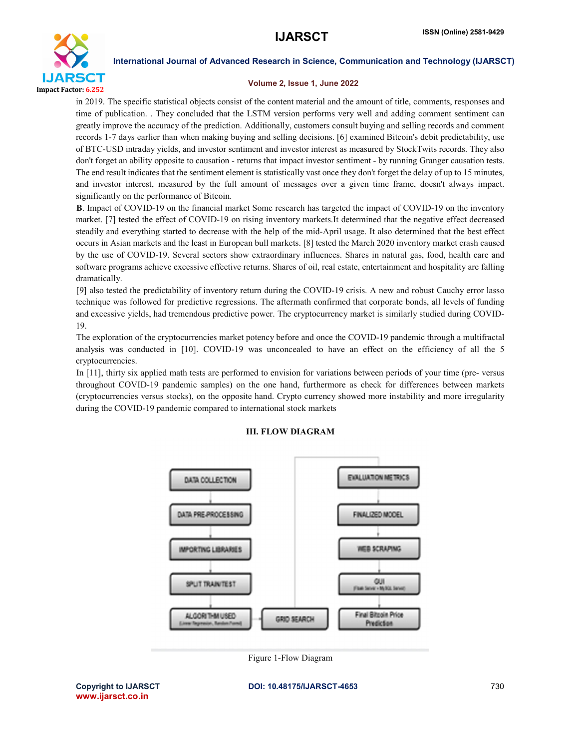in 2019. The specific statistical objects consist of the content material and the amount of title, comments, responses and time of publication. . They concluded that the LSTM version performs very well and adding comment sentiment can greatly improve the accuracy of the prediction. Additionally, customers consult buying and selling records and comment records 1-7 days earlier than when making buying and selling decisions. [6] examined Bitcoin's debit predictability, use of BTC-USD intraday yields, and investor sentiment and investor interest as measured by StockTwits records. They also don't forget an ability opposite to causation - returns that impact investor sentiment - by running Granger causation tests. The end result indicates that the sentiment element is statistically vast once they don't forget the delay of up to 15 minutes, and investor interest, measured by the full amount of messages over a given time frame, doesn't always impact. significantly on the performance of Bitcoin.

**B**. Impact of COVID-19 on the financial market Some research has targeted the impact of COVID-19 on the inventory market. [7] tested the effect of COVID-19 on rising inventory markets.It determined that the negative effect decreased steadily and everything started to decrease with the help of the mid-April usage. It also determined that the best effect occurs in Asian markets and the least in European bull markets. [8] tested the March 2020 inventory market crash caused by the use of COVID-19. Several sectors show extraordinary influences. Shares in natural gas, food, health care and software programs achieve excessive effective returns. Shares of oil, real estate, entertainment and hospitality are falling dramatically.

[9] also tested the predictability of inventory return during the COVID-19 crisis. A new and robust Cauchy error lasso technique was followed for predictive regressions. The aftermath confirmed that corporate bonds, all levels of funding and excessive yields, had tremendous predictive power. The cryptocurrency market is similarly studied during COVID-19.

The exploration of the cryptocurrencies market potency before and once the COVID-19 pandemic through a multifractal analysis was conducted in [10]. COVID-19 was unconcealed to have an effect on the efficiency of all the 5 cryptocurrencies.

In [11], thirty six applied math tests are performed to envision for variations between periods of your time (pre- versus throughout COVID-19 pandemic samples) on the one hand, furthermore as check for differences between markets (cryptocurrencies versus stocks), on the opposite hand. Crypto currency showed more instability and more irregularity during the COVID-19 pandemic compared to international stock markets

## III. FLOW DIAGRAM

DATA COLLECTION → DATA PRE-PROCESSING → IMPORTING LIBRARIES → SPLIT TRAIN/TEST → ALGORITHM USED (Linear Regression, Random Forest) → GRID SEARCH → EVALUATION METRICS → FINALIZED MODEL → WEB SCRAPING → GUI (Flask Server + MySQL Server) → Final Bitcoin Price Prediction

Figure 1-Flow Diagram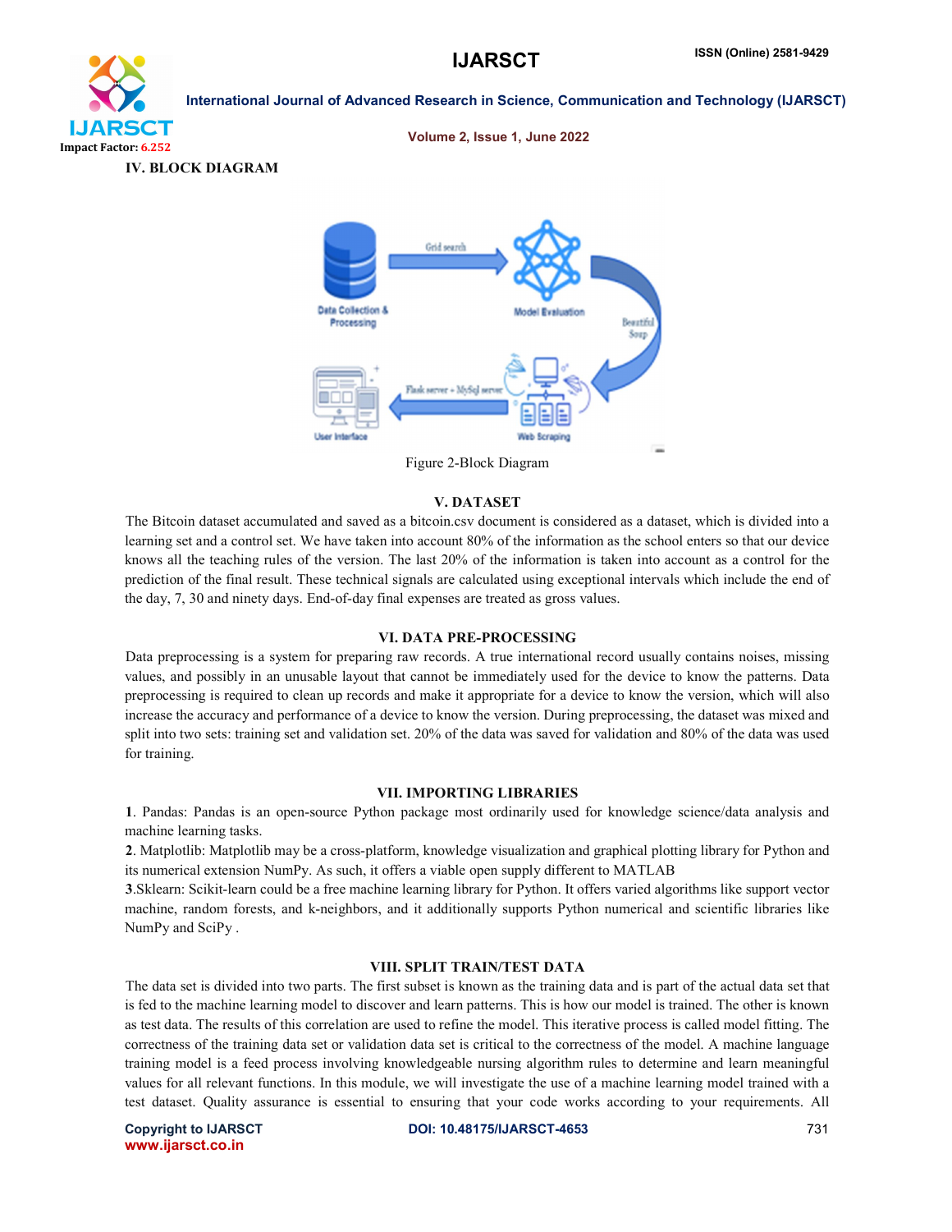## IV. BLOCK DIAGRAM

Figure 2-Block Diagram

## V. DATASET

The Bitcoin dataset accumulated and saved as a bitcoin.csv document is considered as a dataset, which is divided into a learning set and a control set. We have taken into account 80% of the information as the school enters so that our device knows all the teaching rules of the version. The last 20% of the information is taken into account as a control for the prediction of the final result. These technical signals are calculated using exceptional intervals which include the end of the day, 7, 30 and ninety days. End-of-day final expenses are treated as gross values.

## VI. DATA PRE-PROCESSING

Data preprocessing is a system for preparing raw records. A true international record usually contains noises, missing values, and possibly in an unusable layout that cannot be immediately used for the device to know the patterns. Data preprocessing is required to clean up records and make it appropriate for a device to know the version, which will also increase the accuracy and performance of a device to know the version. During preprocessing, the dataset was mixed and split into two sets: training set and validation set. 20% of the data was saved for validation and 80% of the data was used for training.

## VII. IMPORTING LIBRARIES

**1**. Pandas: Pandas is an open-source Python package most ordinarily used for knowledge science/data analysis and machine learning tasks.

**2**. Matplotlib: Matplotlib may be a cross-platform, knowledge visualization and graphical plotting library for Python and its numerical extension NumPy. As such, it offers a viable open supply different to MATLAB

**3**.Sklearn: Scikit-learn could be a free machine learning library for Python. It offers varied algorithms like support vector machine, random forests, and k-neighbors, and it additionally supports Python numerical and scientific libraries like NumPy and SciPy .

## VIII. SPLIT TRAIN/TEST DATA

The data set is divided into two parts. The first subset is known as the training data and is part of the actual data set that is fed to the machine learning model to discover and learn patterns. This is how our model is trained. The other is known as test data. The results of this correlation are used to refine the model. This iterative process is called model fitting. The correctness of the training data set or validation data set is critical to the correctness of the model. A machine language training model is a feed process involving knowledgeable nursing algorithm rules to determine and learn meaningful values for all relevant functions. In this module, we will investigate the use of a machine learning model trained with a test dataset. Quality assurance is essential to ensuring that your code works according to your requirements. All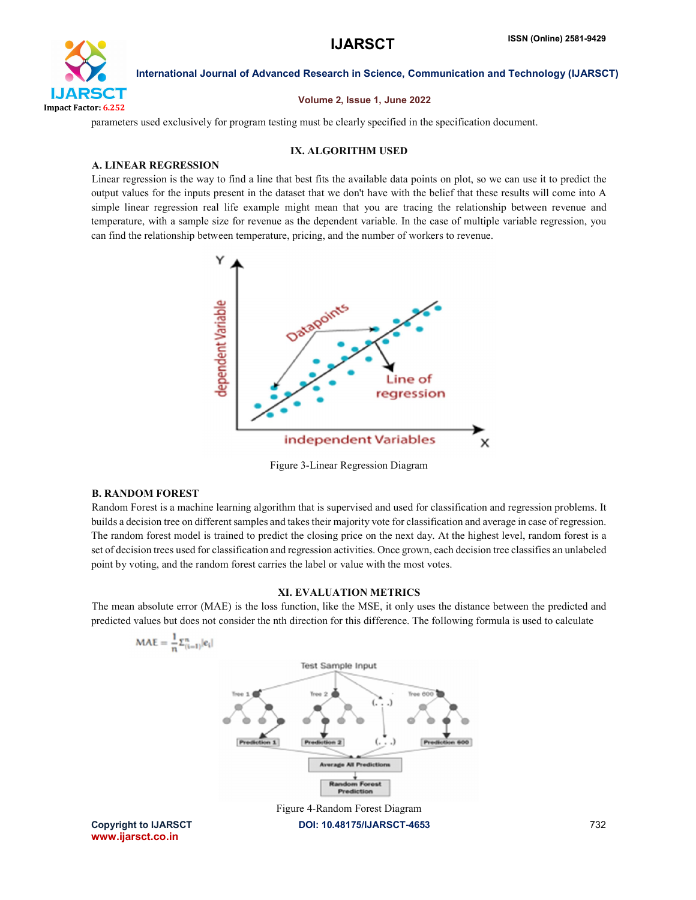parameters used exclusively for program testing must be clearly specified in the specification document.

## IX. ALGORITHM USED

### A. LINEAR REGRESSION

Linear regression is the way to find a line that best fits the available data points on plot, so we can use it to predict the output values for the inputs present in the dataset that we don't have with the belief that these results will come into A simple linear regression real life example might mean that you are tracing the relationship between revenue and temperature, with a sample size for revenue as the dependent variable. In the case of multiple variable regression, you can find the relationship between temperature, pricing, and the number of workers to revenue.

Figure 3-Linear Regression Diagram

### B. RANDOM FOREST

Random Forest is a machine learning algorithm that is supervised and used for classification and regression problems. It builds a decision tree on different samples and takes their majority vote for classification and average in case of regression. The random forest model is trained to predict the closing price on the next day. At the highest level, random forest is a set of decision trees used for classification and regression activities. Once grown, each decision tree classifies an unlabeled point by voting, and the random forest carries the label or value with the most votes.

## XI. EVALUATION METRICS

The mean absolute error (MAE) is the loss function, like the MSE, it only uses the distance between the predicted and predicted values but does not consider the nth direction for this difference. The following formula is used to calculate

$$MAE = \frac{1}{n}\Sigma_{(i=1)}^{n}|e_i|$$

Figure 4-Random Forest Diagram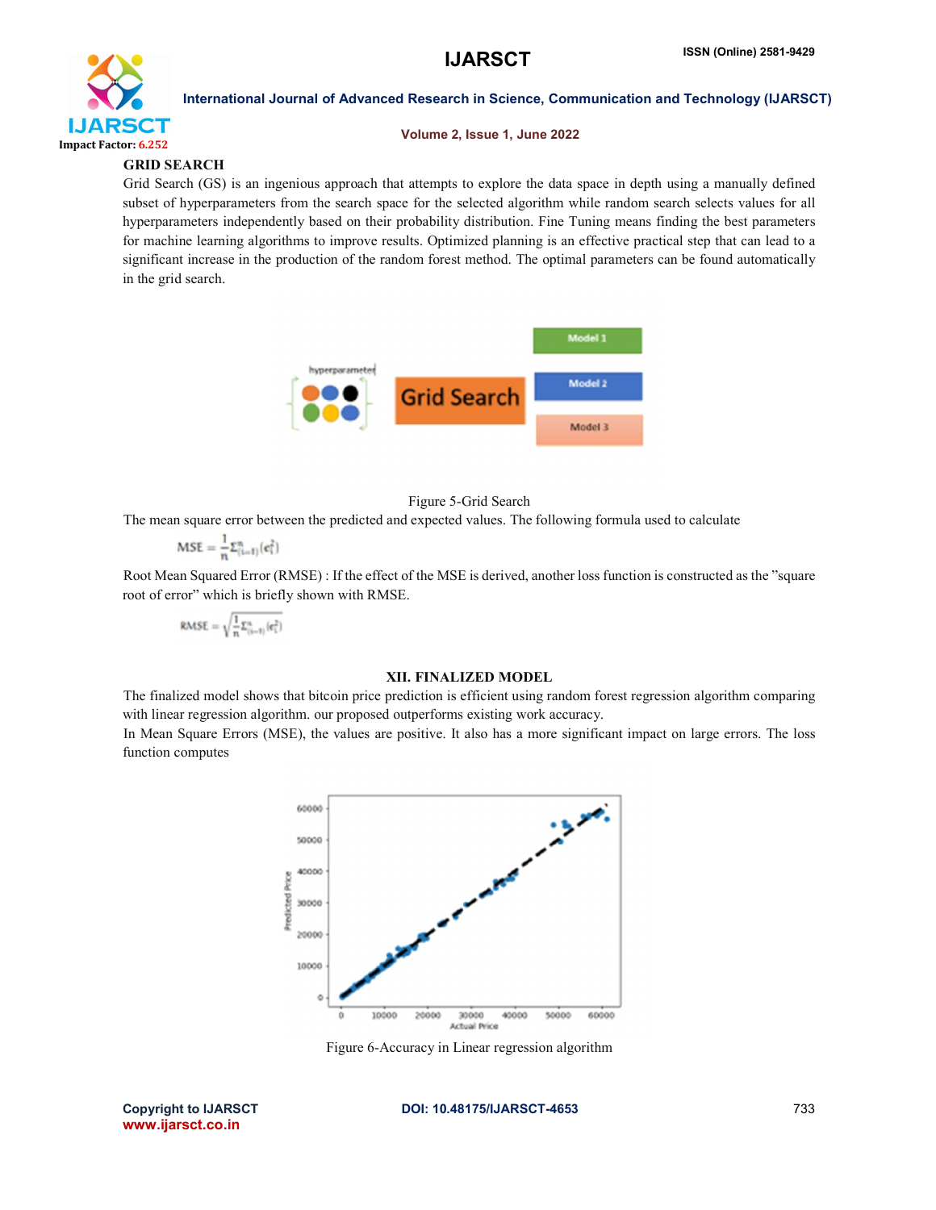### GRID SEARCH

Grid Search (GS) is an ingenious approach that attempts to explore the data space in depth using a manually defined subset of hyperparameters from the search space for the selected algorithm while random search selects values for all hyperparameters independently based on their probability distribution. Fine Tuning means finding the best parameters for machine learning algorithms to improve results. Optimized planning is an effective practical step that can lead to a significant increase in the production of the random forest method. The optimal parameters can be found automatically in the grid search.

Figure 5-Grid Search

The mean square error between the predicted and expected values. The following formula used to calculate

$$MSE = \frac{1}{n}\Sigma_{(i=1)}^{n}(e_i^2)$$

Root Mean Squared Error (RMSE) : If the effect of the MSE is derived, another loss function is constructed as the "square root of error" which is briefly shown with RMSE.

$$RMSE = \sqrt{\frac{1}{n}\Sigma_{(i=1)}^{n}(e_i^2)}$$

## XII. FINALIZED MODEL

The finalized model shows that bitcoin price prediction is efficient using random forest regression algorithm comparing with linear regression algorithm. our proposed outperforms existing work accuracy.

In Mean Square Errors (MSE), the values are positive. It also has a more significant impact on large errors. The loss function computes

Figure 6-Accuracy in Linear regression algorithm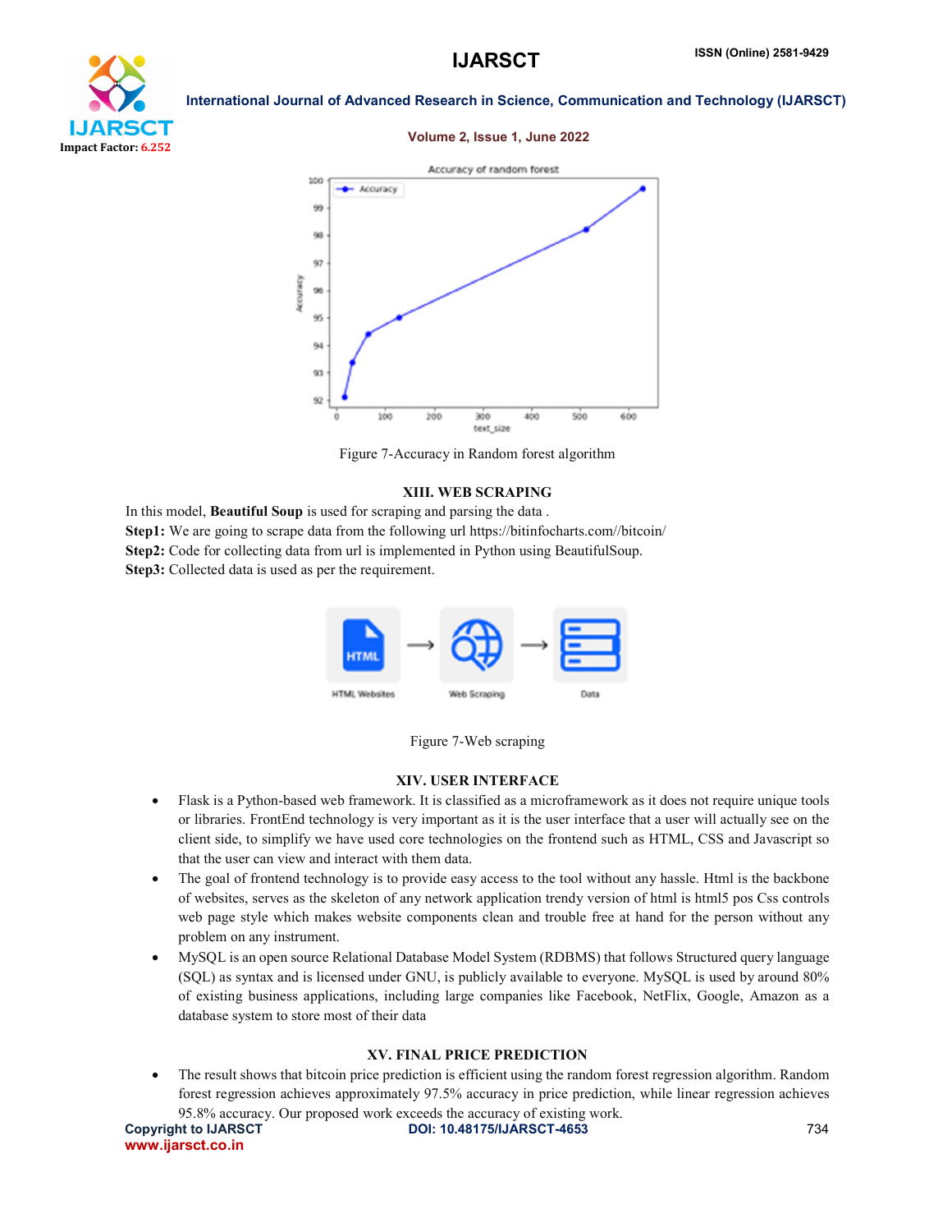Figure 7-Accuracy in Random forest algorithm

## XIII. WEB SCRAPING

In this model, **Beautiful Soup** is used for scraping and parsing the data .

**Step1:** We are going to scrape data from the following url https://bitinfocharts.com//bitcoin/

**Step2:** Code for collecting data from url is implemented in Python using BeautifulSoup.

**Step3:** Collected data is used as per the requirement.

Figure 7-Web scraping

## XIV. USER INTERFACE

- Flask is a Python-based web framework. It is classified as a microframework as it does not require unique tools or libraries. FrontEnd technology is very important as it is the user interface that a user will actually see on the client side, to simplify we have used core technologies on the frontend such as HTML, CSS and Javascript so that the user can view and interact with them data.
- The goal of frontend technology is to provide easy access to the tool without any hassle. Html is the backbone of websites, serves as the skeleton of any network application trendy version of html is html5 pos Css controls web page style which makes website components clean and trouble free at hand for the person without any problem on any instrument.
- MySQL is an open source Relational Database Model System (RDBMS) that follows Structured query language (SQL) as syntax and is licensed under GNU, is publicly available to everyone. MySQL is used by around 80% of existing business applications, including large companies like Facebook, NetFlix, Google, Amazon as a database system to store most of their data

## XV. FINAL PRICE PREDICTION

- The result shows that bitcoin price prediction is efficient using the random forest regression algorithm. Random forest regression achieves approximately 97.5% accuracy in price prediction, while linear regression achieves 95.8% accuracy. Our proposed work exceeds the accuracy of existing work.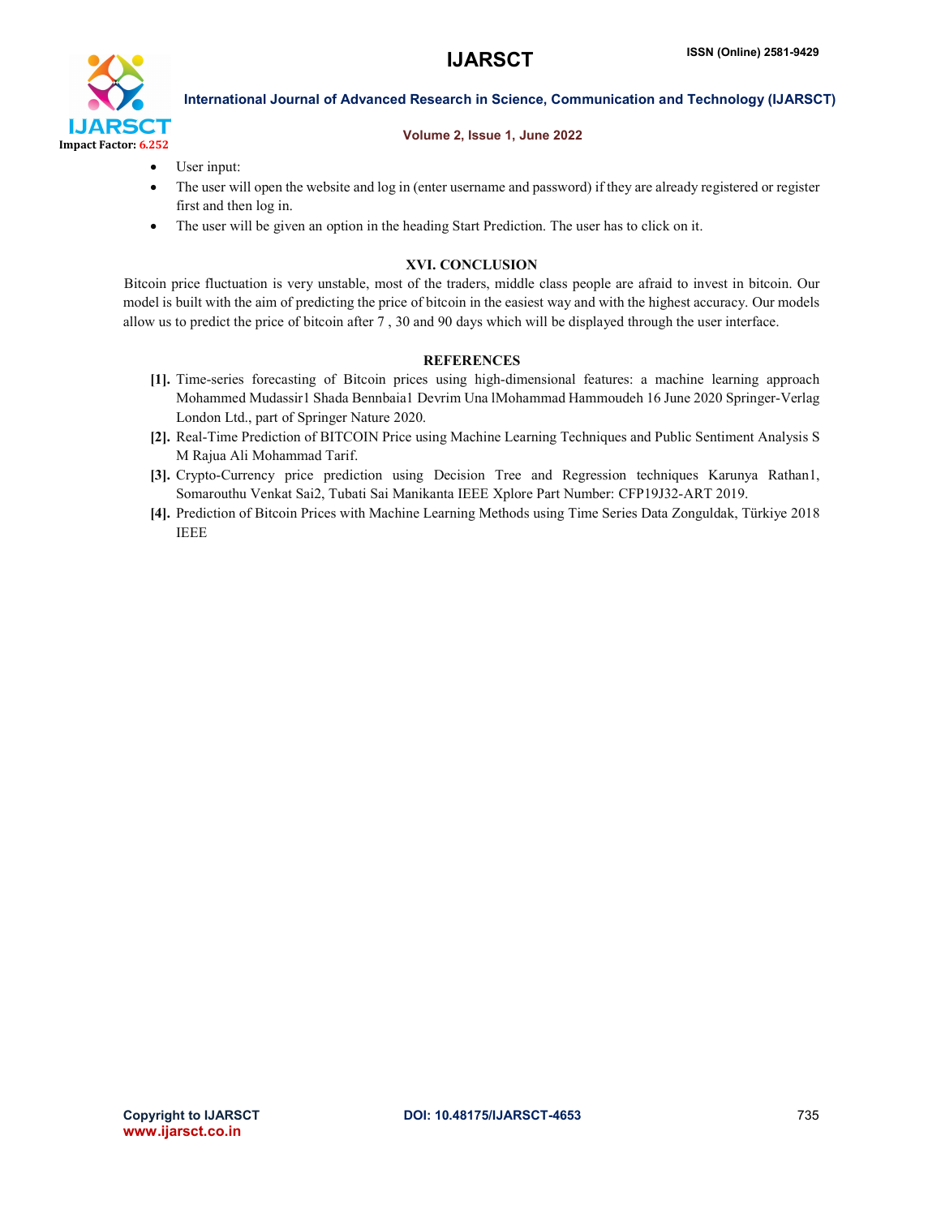- User input:
- The user will open the website and log in (enter username and password) if they are already registered or register first and then log in.
- The user will be given an option in the heading Start Prediction. The user has to click on it.

## XVI. CONCLUSION

Bitcoin price fluctuation is very unstable, most of the traders, middle class people are afraid to invest in bitcoin. Our model is built with the aim of predicting the price of bitcoin in the easiest way and with the highest accuracy. Our models allow us to predict the price of bitcoin after 7 , 30 and 90 days which will be displayed through the user interface.

## REFERENCES

**[1].** Time-series forecasting of Bitcoin prices using high-dimensional features: a machine learning approach Mohammed Mudassir1 Shada Bennbaia1 Devrim Una lMohammad Hammoudeh 16 June 2020 Springer-Verlag London Ltd., part of Springer Nature 2020.

**[2].** Real-Time Prediction of BITCOIN Price using Machine Learning Techniques and Public Sentiment Analysis S M Rajua Ali Mohammad Tarif.

**[3].** Crypto-Currency price prediction using Decision Tree and Regression techniques Karunya Rathan1, Somarouthu Venkat Sai2, Tubati Sai Manikanta IEEE Xplore Part Number: CFP19J32-ART 2019.

**[4].** Prediction of Bitcoin Prices with Machine Learning Methods using Time Series Data Zonguldak, Türkiye 2018 IEEE